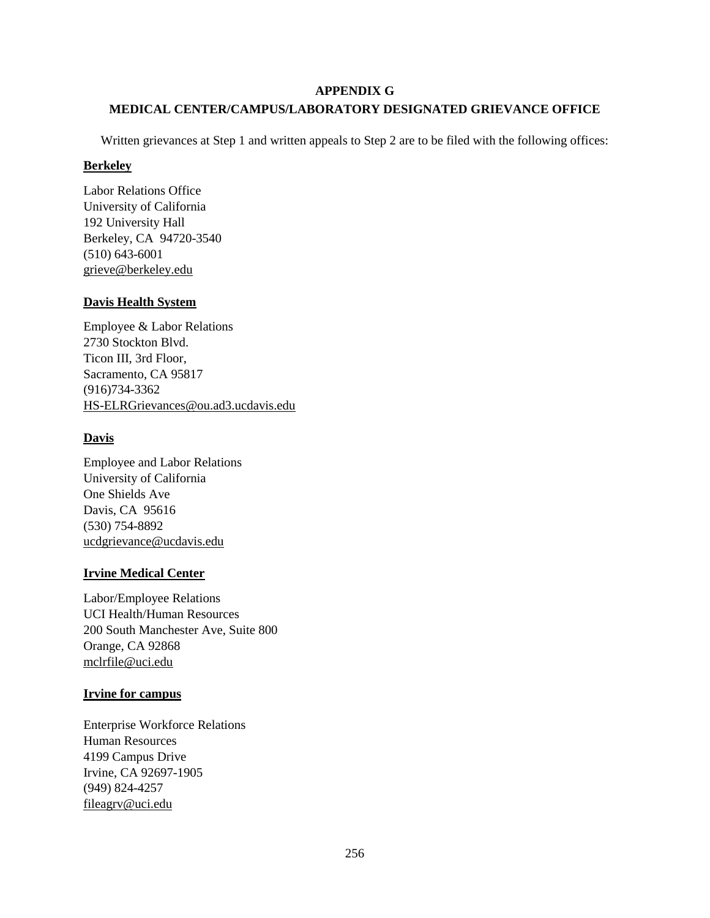# APPENDIX G

## MEDICAL CENTER/CAMPUS/LABORATORY DESIGNATED GRIEVANCE OFFICE

Written grievances at Step 1 and written appeals to Step 2 are to be filed with the following offices:

**Berkeley**

Labor Relations Office
University of California
192 University Hall
Berkeley, CA 94720-3540
(510) 643-6001
grieve@berkeley.edu

**Davis Health System**

Employee & Labor Relations
2730 Stockton Blvd.
Ticon III, 3rd Floor,
Sacramento, CA 95817
(916)734-3362
HS-ELRGrievances@ou.ad3.ucdavis.edu

**Davis**

Employee and Labor Relations
University of California
One Shields Ave
Davis, CA 95616
(530) 754-8892
ucdgrievance@ucdavis.edu

**Irvine Medical Center**

Labor/Employee Relations
UCI Health/Human Resources
200 South Manchester Ave, Suite 800
Orange, CA 92868
mclrfile@uci.edu

**Irvine for campus**

Enterprise Workforce Relations
Human Resources
4199 Campus Drive
Irvine, CA 92697-1905
(949) 824-4257
fileagrv@uci.edu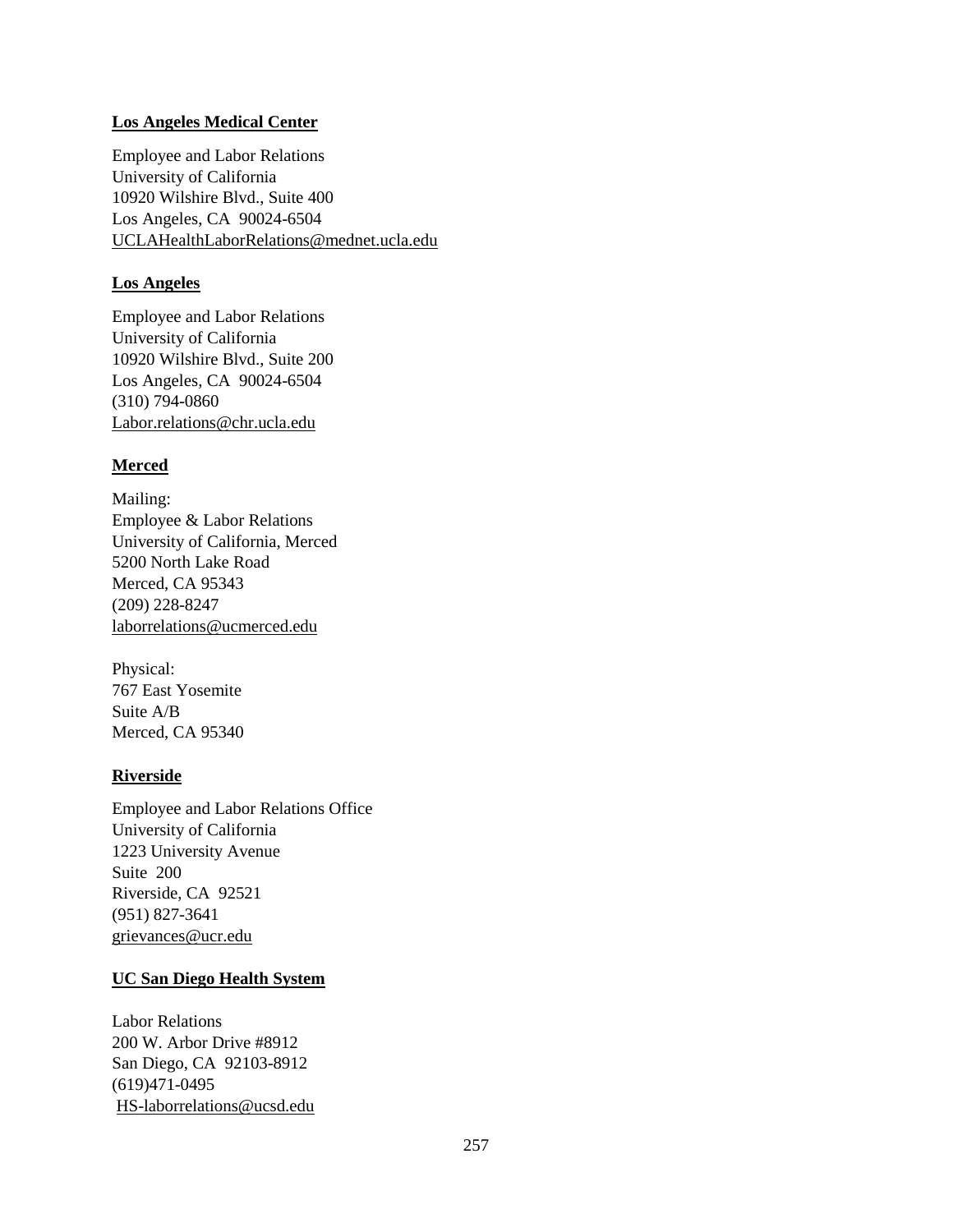**Los Angeles Medical Center**

Employee and Labor Relations
University of California
10920 Wilshire Blvd., Suite 400
Los Angeles, CA 90024-6504
UCLAHealthLaborRelations@mednet.ucla.edu

**Los Angeles**

Employee and Labor Relations
University of California
10920 Wilshire Blvd., Suite 200
Los Angeles, CA 90024-6504
(310) 794-0860
Labor.relations@chr.ucla.edu

**Merced**

Mailing:
Employee & Labor Relations
University of California, Merced
5200 North Lake Road
Merced, CA 95343
(209) 228-8247
laborrelations@ucmerced.edu

Physical:
767 East Yosemite
Suite A/B
Merced, CA 95340

**Riverside**

Employee and Labor Relations Office
University of California
1223 University Avenue
Suite 200
Riverside, CA 92521
(951) 827-3641
grievances@ucr.edu

**UC San Diego Health System**

Labor Relations
200 W. Arbor Drive #8912
San Diego, CA 92103-8912
(619)471-0495
HS-laborrelations@ucsd.edu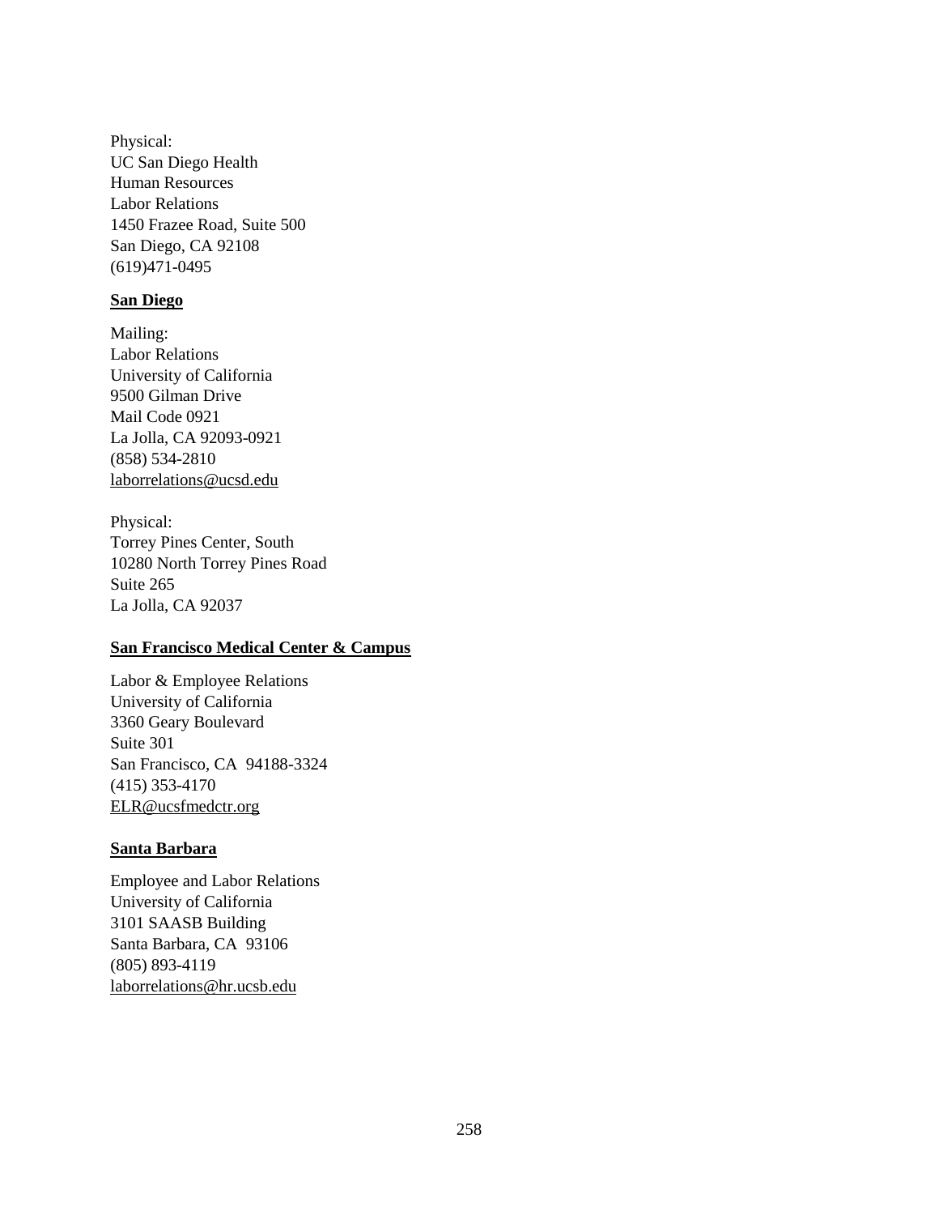Physical:
UC San Diego Health
Human Resources
Labor Relations
1450 Frazee Road, Suite 500
San Diego, CA 92108
(619)471-0495

**San Diego**

Mailing:
Labor Relations
University of California
9500 Gilman Drive
Mail Code 0921
La Jolla, CA 92093-0921
(858) 534-2810
laborrelations@ucsd.edu

Physical:
Torrey Pines Center, South
10280 North Torrey Pines Road
Suite 265
La Jolla, CA 92037

**San Francisco Medical Center & Campus**

Labor & Employee Relations
University of California
3360 Geary Boulevard
Suite 301
San Francisco, CA 94188-3324
(415) 353-4170
ELR@ucsfmedctr.org

**Santa Barbara**

Employee and Labor Relations
University of California
3101 SAASB Building
Santa Barbara, CA 93106
(805) 893-4119
laborrelations@hr.ucsb.edu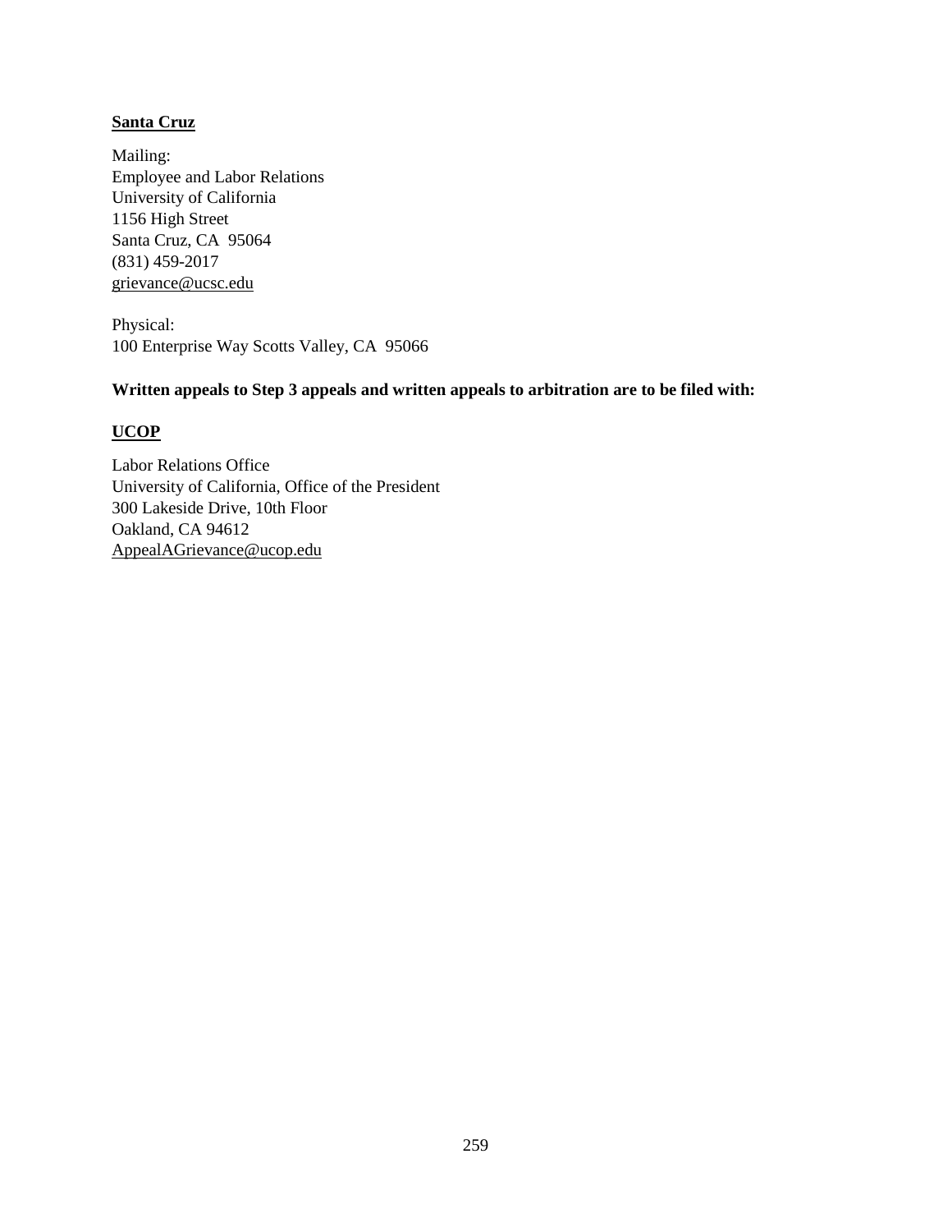**Santa Cruz**

Mailing:
Employee and Labor Relations
University of California
1156 High Street
Santa Cruz, CA 95064
(831) 459-2017
grievance@ucsc.edu

Physical:
100 Enterprise Way Scotts Valley, CA 95066

**Written appeals to Step 3 appeals and written appeals to arbitration are to be filed with:**

**UCOP**

Labor Relations Office
University of California, Office of the President
300 Lakeside Drive, 10th Floor
Oakland, CA 94612
AppealAGrievance@ucop.edu